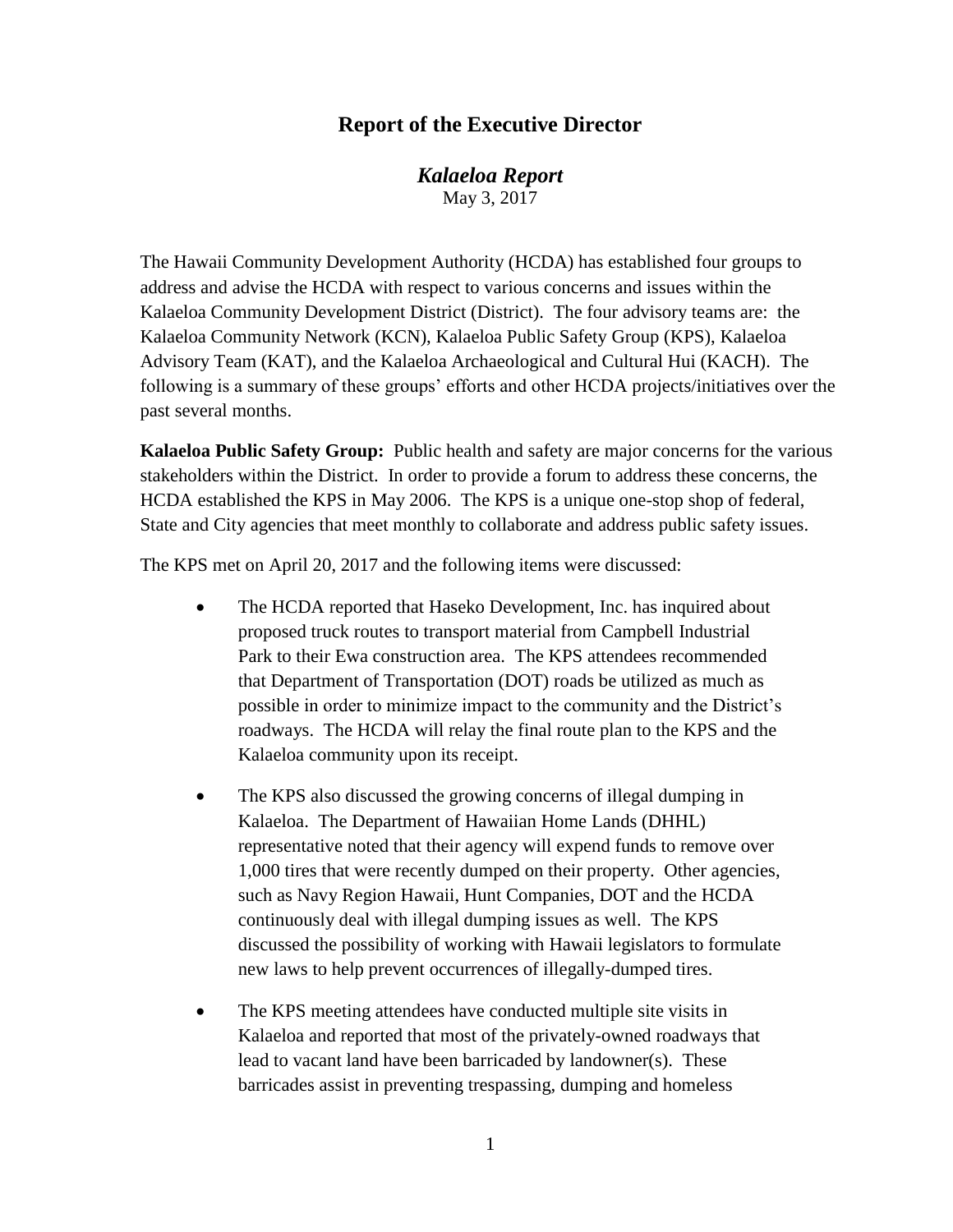# Report of the Executive Director

## *Kalaeloa Report*

May 3, 2017

The Hawaii Community Development Authority (HCDA) has established four groups to address and advise the HCDA with respect to various concerns and issues within the Kalaeloa Community Development District (District). The four advisory teams are: the Kalaeloa Community Network (KCN), Kalaeloa Public Safety Group (KPS), Kalaeloa Advisory Team (KAT), and the Kalaeloa Archaeological and Cultural Hui (KACH). The following is a summary of these groups' efforts and other HCDA projects/initiatives over the past several months.

**Kalaeloa Public Safety Group:** Public health and safety are major concerns for the various stakeholders within the District. In order to provide a forum to address these concerns, the HCDA established the KPS in May 2006. The KPS is a unique one-stop shop of federal, State and City agencies that meet monthly to collaborate and address public safety issues.

The KPS met on April 20, 2017 and the following items were discussed:

- The HCDA reported that Haseko Development, Inc. has inquired about proposed truck routes to transport material from Campbell Industrial Park to their Ewa construction area. The KPS attendees recommended that Department of Transportation (DOT) roads be utilized as much as possible in order to minimize impact to the community and the District's roadways. The HCDA will relay the final route plan to the KPS and the Kalaeloa community upon its receipt.

- The KPS also discussed the growing concerns of illegal dumping in Kalaeloa. The Department of Hawaiian Home Lands (DHHL) representative noted that their agency will expend funds to remove over 1,000 tires that were recently dumped on their property. Other agencies, such as Navy Region Hawaii, Hunt Companies, DOT and the HCDA continuously deal with illegal dumping issues as well. The KPS discussed the possibility of working with Hawaii legislators to formulate new laws to help prevent occurrences of illegally-dumped tires.

- The KPS meeting attendees have conducted multiple site visits in Kalaeloa and reported that most of the privately-owned roadways that lead to vacant land have been barricaded by landowner(s). These barricades assist in preventing trespassing, dumping and homeless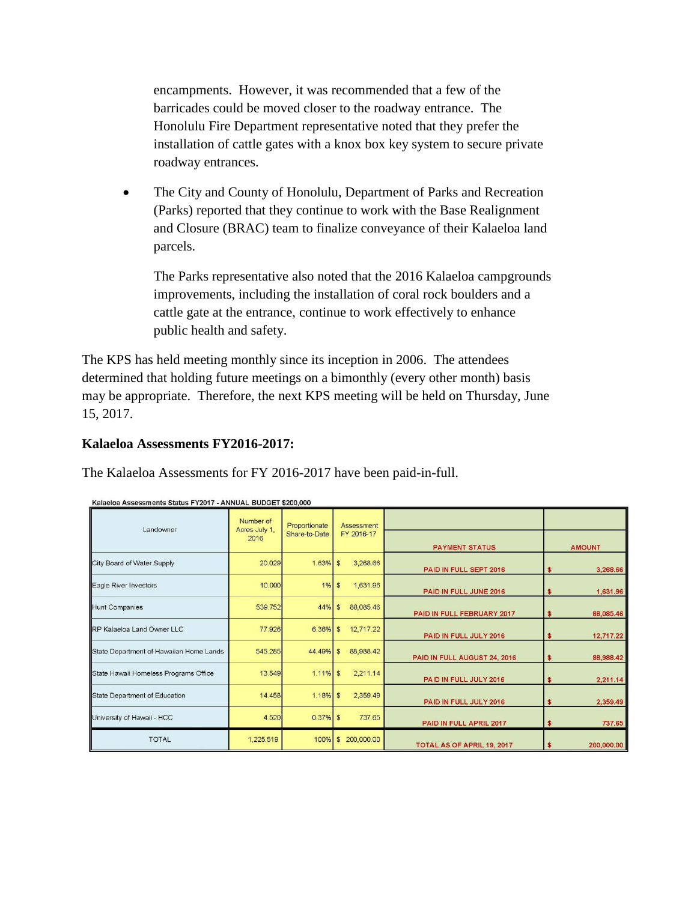encampments. However, it was recommended that a few of the barricades could be moved closer to the roadway entrance. The Honolulu Fire Department representative noted that they prefer the installation of cattle gates with a knox box key system to secure private roadway entrances.

- The City and County of Honolulu, Department of Parks and Recreation (Parks) reported that they continue to work with the Base Realignment and Closure (BRAC) team to finalize conveyance of their Kalaeloa land parcels.

  The Parks representative also noted that the 2016 Kalaeloa campgrounds improvements, including the installation of coral rock boulders and a cattle gate at the entrance, continue to work effectively to enhance public health and safety.

The KPS has held meeting monthly since its inception in 2006. The attendees determined that holding future meetings on a bimonthly (every other month) basis may be appropriate. Therefore, the next KPS meeting will be held on Thursday, June 15, 2017.

**Kalaeloa Assessments FY2016-2017:**

The Kalaeloa Assessments for FY 2016-2017 have been paid-in-full.

Kalaeloa Assessments Status FY2017 - ANNUAL BUDGET $200,000

| Landowner | Number of Acres July 1, 2016 | Proportionate Share-to-Date | Assessment FY 2016-17 | PAYMENT STATUS | AMOUNT |
|---|---|---|---|---|---|
| City Board of Water Supply | 20.029 | 1.63% | $ 3,268.66 | PAID IN FULL SEPT 2016 | $ 3,268.66 |
| Eagle River Investors | 10.000 | 1% | $ 1,631.96 | PAID IN FULL JUNE 2016 | $ 1,631.96 |
| Hunt Companies | 539.752 | 44% | $ 88,085.46 | PAID IN FULL FEBRUARY 2017 | $ 88,085.46 |
| RP Kalaeloa Land Owner LLC | 77.926 | 6.36% | $ 12,717.22 | PAID IN FULL JULY 2016 | $ 12,717.22 |
| State Department of Hawaiian Home Lands | 545.285 | 44.49% | $ 88,988.42 | PAID IN FULL AUGUST 24, 2016 | $ 88,988.42 |
| State Hawaii Homeless Programs Office | 13.549 | 1.11% | $ 2,211.14 | PAID IN FULL JULY 2016 | $ 2,211.14 |
| State Department of Education | 14.458 | 1.18% | $ 2,359.49 | PAID IN FULL JULY 2016 | $ 2,359.49 |
| University of Hawaii - HCC | 4.520 | 0.37% | $ 737.65 | PAID IN FULL APRIL 2017 | $ 737.65 |
| TOTAL | 1,225.519 | 100% | $ 200,000.00 | TOTAL AS OF APRIL 19, 2017 | $ 200,000.00 |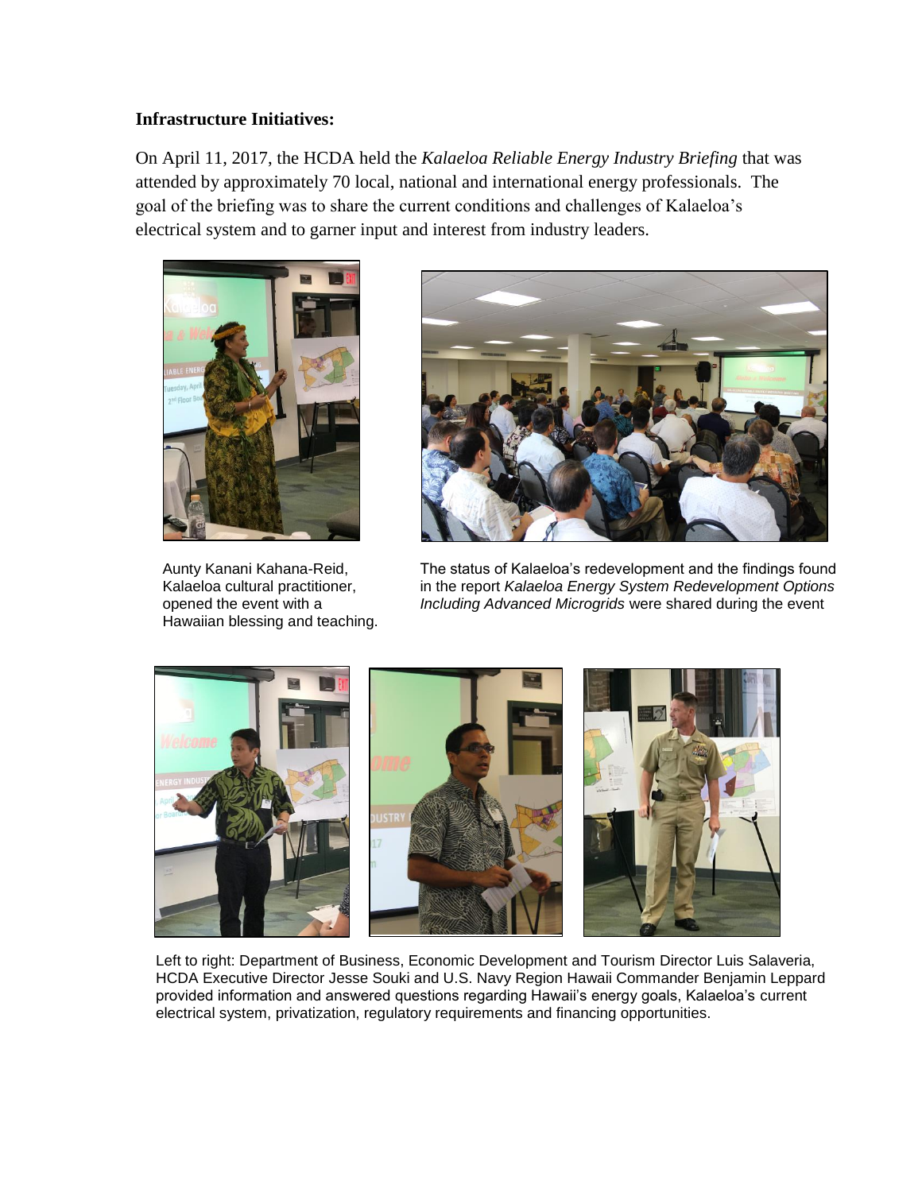**Infrastructure Initiatives:**

On April 11, 2017, the HCDA held the *Kalaeloa Reliable Energy Industry Briefing* that was attended by approximately 70 local, national and international energy professionals. The goal of the briefing was to share the current conditions and challenges of Kalaeloa's electrical system and to garner input and interest from industry leaders.

Aunty Kanani Kahana-Reid, Kalaeloa cultural practitioner, opened the event with a Hawaiian blessing and teaching.

The status of Kalaeloa's redevelopment and the findings found in the report *Kalaeloa Energy System Redevelopment Options Including Advanced Microgrids* were shared during the event

Left to right: Department of Business, Economic Development and Tourism Director Luis Salaveria, HCDA Executive Director Jesse Souki and U.S. Navy Region Hawaii Commander Benjamin Leppard provided information and answered questions regarding Hawaii's energy goals, Kalaeloa's current electrical system, privatization, regulatory requirements and financing opportunities.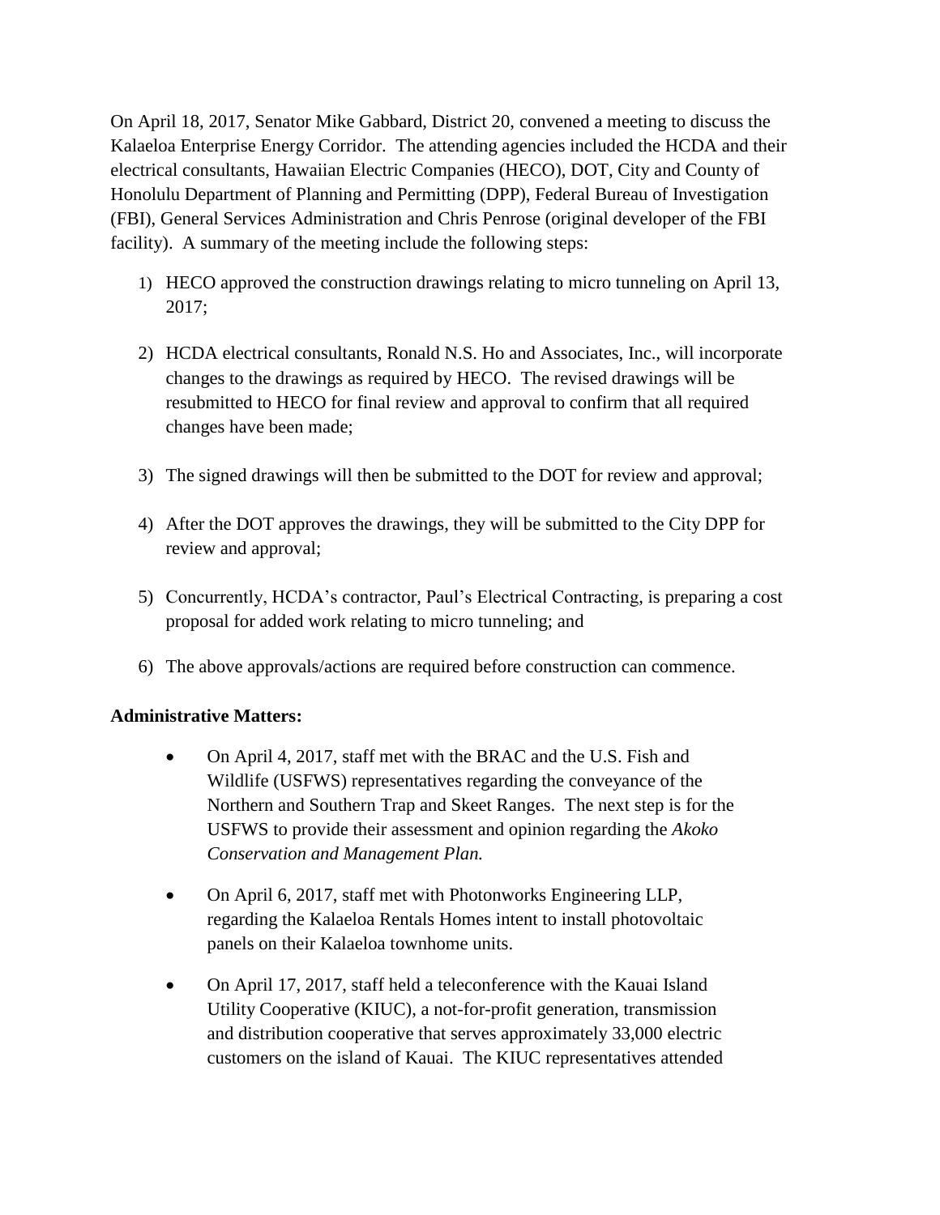On April 18, 2017, Senator Mike Gabbard, District 20, convened a meeting to discuss the Kalaeloa Enterprise Energy Corridor. The attending agencies included the HCDA and their electrical consultants, Hawaiian Electric Companies (HECO), DOT, City and County of Honolulu Department of Planning and Permitting (DPP), Federal Bureau of Investigation (FBI), General Services Administration and Chris Penrose (original developer of the FBI facility). A summary of the meeting include the following steps:

1) HECO approved the construction drawings relating to micro tunneling on April 13, 2017;

2) HCDA electrical consultants, Ronald N.S. Ho and Associates, Inc., will incorporate changes to the drawings as required by HECO. The revised drawings will be resubmitted to HECO for final review and approval to confirm that all required changes have been made;

3) The signed drawings will then be submitted to the DOT for review and approval;

4) After the DOT approves the drawings, they will be submitted to the City DPP for review and approval;

5) Concurrently, HCDA's contractor, Paul's Electrical Contracting, is preparing a cost proposal for added work relating to micro tunneling; and

6) The above approvals/actions are required before construction can commence.

**Administrative Matters:**

- On April 4, 2017, staff met with the BRAC and the U.S. Fish and Wildlife (USFWS) representatives regarding the conveyance of the Northern and Southern Trap and Skeet Ranges. The next step is for the USFWS to provide their assessment and opinion regarding the *Akoko Conservation and Management Plan.*

- On April 6, 2017, staff met with Photonworks Engineering LLP, regarding the Kalaeloa Rentals Homes intent to install photovoltaic panels on their Kalaeloa townhome units.

- On April 17, 2017, staff held a teleconference with the Kauai Island Utility Cooperative (KIUC), a not-for-profit generation, transmission and distribution cooperative that serves approximately 33,000 electric customers on the island of Kauai. The KIUC representatives attended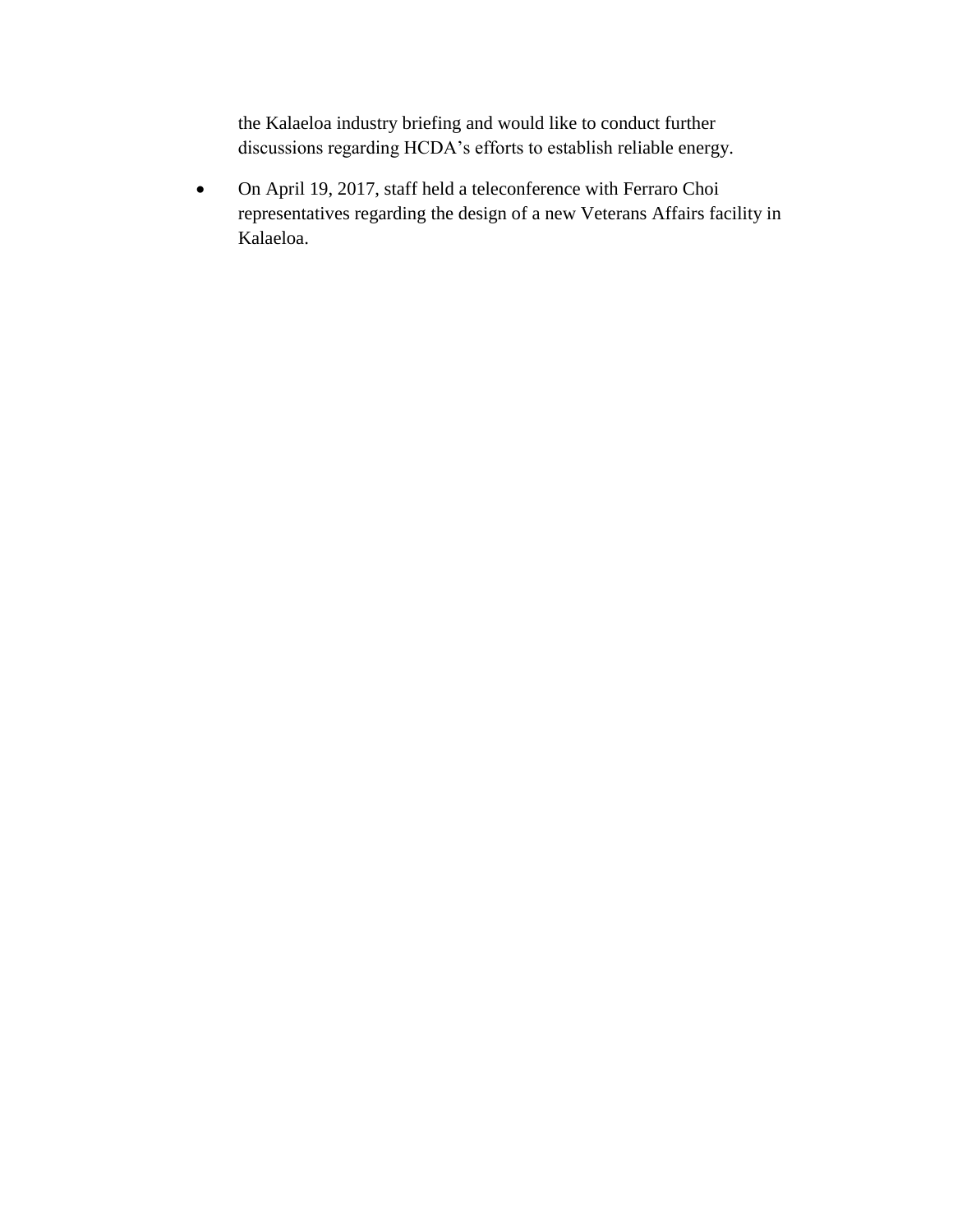the Kalaeloa industry briefing and would like to conduct further discussions regarding HCDA's efforts to establish reliable energy.

- On April 19, 2017, staff held a teleconference with Ferraro Choi representatives regarding the design of a new Veterans Affairs facility in Kalaeloa.